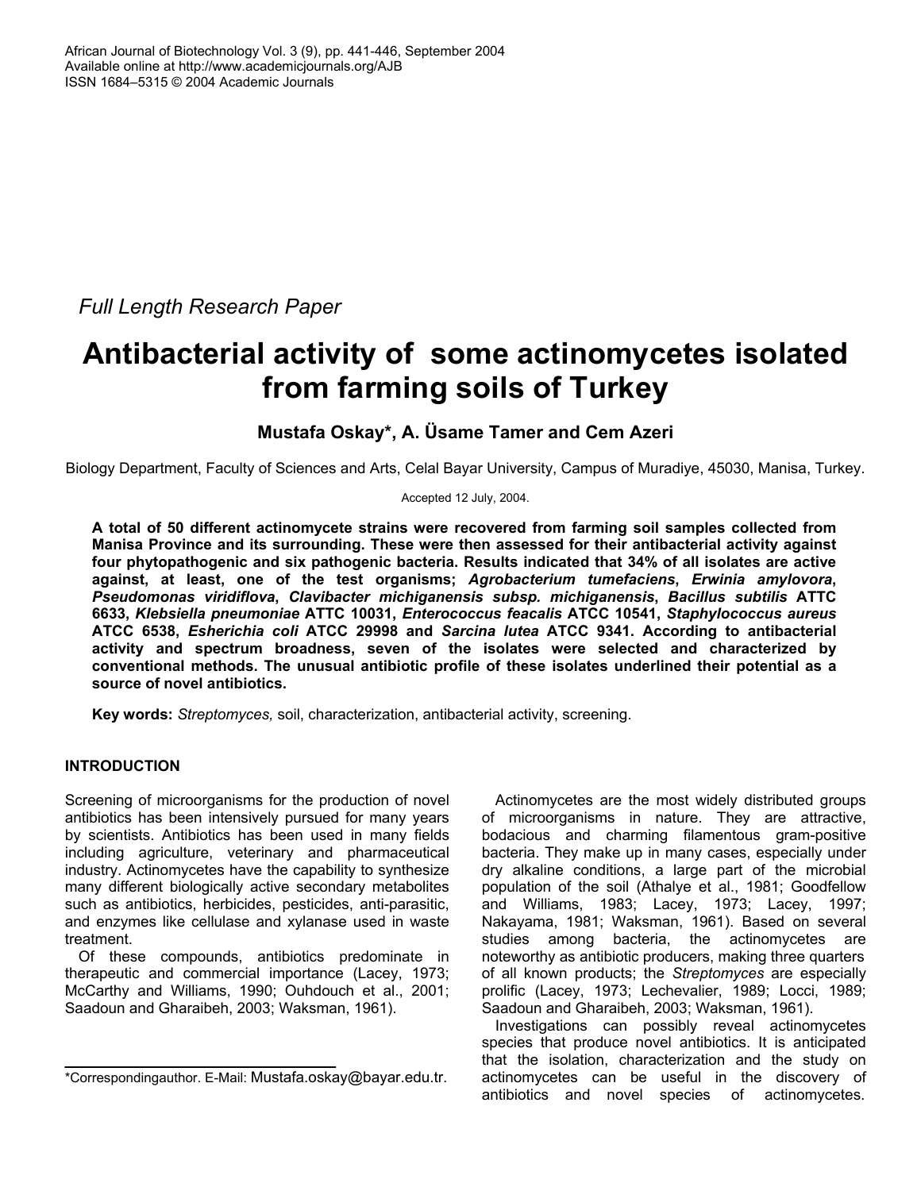*Full Length Research Paper*

# Antibacterial activity of some actinomycetes isolated from farming soils of Turkey

**Mustafa Oskay\*, A. Üsame Tamer and Cem Azeri**

Biology Department, Faculty of Sciences and Arts, Celal Bayar University, Campus of Muradiye, 45030, Manisa, Turkey.

Accepted 12 July, 2004.

**A total of 50 different actinomycete strains were recovered from farming soil samples collected from Manisa Province and its surrounding. These were then assessed for their antibacterial activity against four phytopathogenic and six pathogenic bacteria. Results indicated that 34% of all isolates are active against, at least, one of the test organisms; *Agrobacterium tumefaciens*, *Erwinia amylovora*, *Pseudomonas viridiflova*, *Clavibacter michiganensis subsp. michiganensis*, *Bacillus subtilis* ATTC 6633, *Klebsiella pneumoniae* ATTC 10031, *Enterococcus feacalis* ATCC 10541, *Staphylococcus aureus* ATCC 6538, *Esherichia coli* ATCC 29998 and *Sarcina lutea* ATCC 9341. According to antibacterial activity and spectrum broadness, seven of the isolates were selected and characterized by conventional methods. The unusual antibiotic profile of these isolates underlined their potential as a source of novel antibiotics.**

**Key words:** *Streptomyces,* soil, characterization, antibacterial activity, screening.

## INTRODUCTION

Screening of microorganisms for the production of novel antibiotics has been intensively pursued for many years by scientists. Antibiotics has been used in many fields including agriculture, veterinary and pharmaceutical industry. Actinomycetes have the capability to synthesize many different biologically active secondary metabolites such as antibiotics, herbicides, pesticides, anti-parasitic, and enzymes like cellulase and xylanase used in waste treatment.

Of these compounds, antibiotics predominate in therapeutic and commercial importance (Lacey, 1973; McCarthy and Williams, 1990; Ouhdouch et al., 2001; Saadoun and Gharaibeh, 2003; Waksman, 1961).

Actinomycetes are the most widely distributed groups of microorganisms in nature. They are attractive, bodacious and charming filamentous gram-positive bacteria. They make up in many cases, especially under dry alkaline conditions, a large part of the microbial population of the soil (Athalye et al., 1981; Goodfellow and Williams, 1983; Lacey, 1973; Lacey, 1997; Nakayama, 1981; Waksman, 1961). Based on several studies among bacteria, the actinomycetes are noteworthy as antibiotic producers, making three quarters of all known products; the *Streptomyces* are especially prolific (Lacey, 1973; Lechevalier, 1989; Locci, 1989; Saadoun and Gharaibeh, 2003; Waksman, 1961).

Investigations can possibly reveal actinomycetes species that produce novel antibiotics. It is anticipated that the isolation, characterization and the study on actinomycetes can be useful in the discovery of antibiotics and novel species of actinomycetes.

\*Correspondingauthor. E-Mail: Mustafa.oskay@bayar.edu.tr.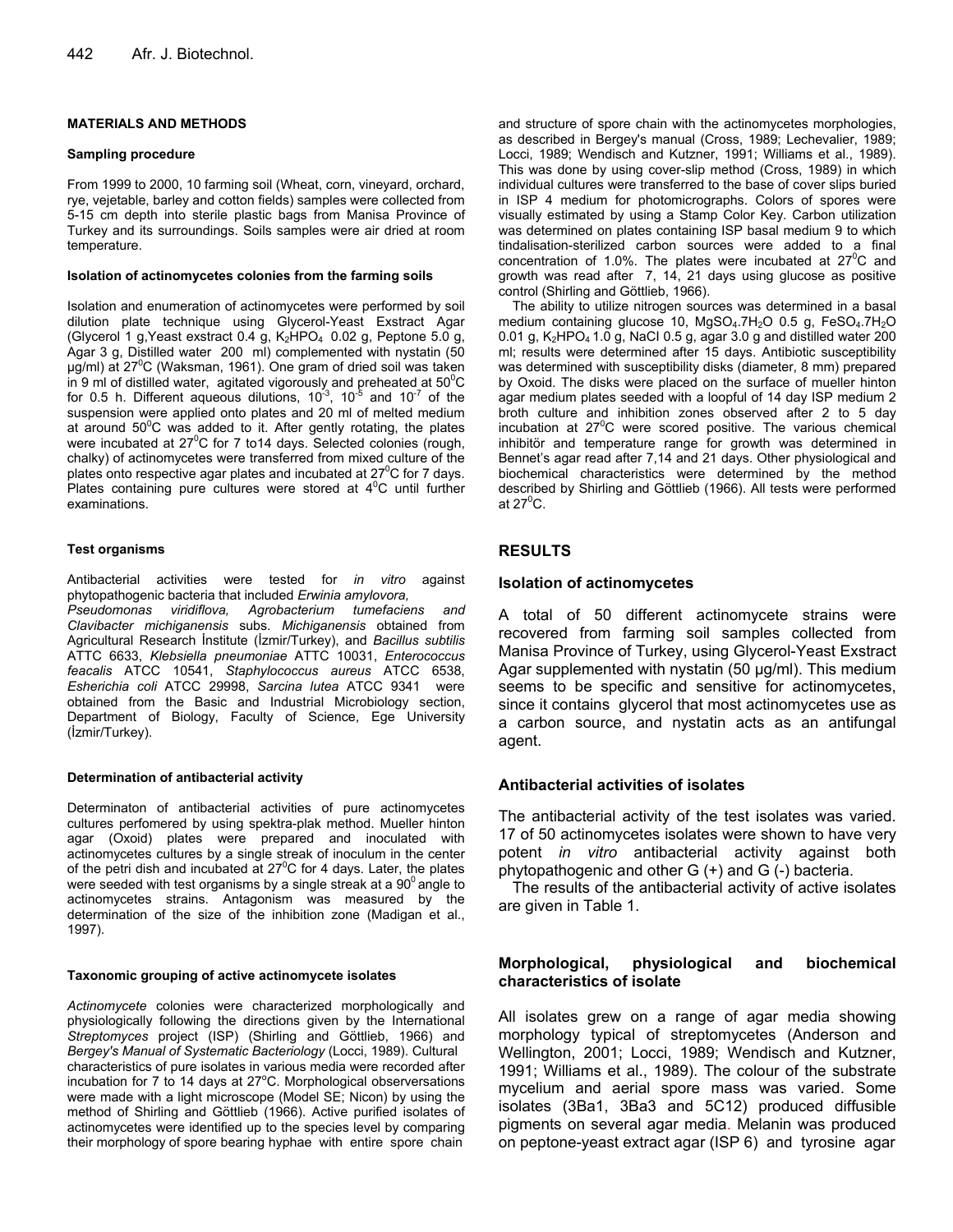## MATERIALS AND METHODS

### Sampling procedure

From 1999 to 2000, 10 farming soil (Wheat, corn, vineyard, orchard, rye, vejetable, barley and cotton fields) samples were collected from 5-15 cm depth into sterile plastic bags from Manisa Province of Turkey and its surroundings. Soils samples were air dried at room temperature.

### Isolation of actinomycetes colonies from the farming soils

Isolation and enumeration of actinomycetes were performed by soil dilution plate technique using Glycerol-Yeast Exstract Agar (Glycerol 1 g,Yeast exstract 0.4 g, $K_2HPO_4$ 0.02 g, Peptone 5.0 g, Agar 3 g, Distilled water 200 ml) complemented with nystatin (50 µg/ml) at 27$^0$C (Waksman, 1961). One gram of dried soil was taken in 9 ml of distilled water, agitated vigorously and preheated at 50$^0$C for 0.5 h. Different aqueous dilutions, $10^{-3}$, $10^{-5}$ and $10^{-7}$ of the suspension were applied onto plates and 20 ml of melted medium at around 50$^0$C was added to it. After gently rotating, the plates were incubated at 27$^0$C for 7 to14 days. Selected colonies (rough, chalky) of actinomycetes were transferred from mixed culture of the plates onto respective agar plates and incubated at 27$^0$C for 7 days. Plates containing pure cultures were stored at 4$^0$C until further examinations.

### Test organisms

Antibacterial activities were tested for *in vitro* against phytopathogenic bacteria that included *Erwinia amylovora, Pseudomonas viridiflova, Agrobacterium tumefaciens and Clavibacter michiganensis* subs. *Michiganensis* obtained from Agricultural Research İnstitute (İzmir/Turkey), and *Bacillus subtilis* ATTC 6633, *Klebsiella pneumoniae* ATTC 10031, *Enterococcus feacalis* ATCC 10541, *Staphylococcus aureus* ATCC 6538, *Esherichia coli* ATCC 29998, *Sarcina lutea* ATCC 9341 were obtained from the Basic and Industrial Microbiology section, Department of Biology, Faculty of Science, Ege University (İzmir/Turkey).

### Determination of antibacterial activity

Determinaton of antibacterial activities of pure actinomycetes cultures perfomered by using spektra-plak method. Mueller hinton agar (Oxoid) plates were prepared and inoculated with actinomycetes cultures by a single streak of inoculum in the center of the petri dish and incubated at 27$^0$C for 4 days. Later, the plates were seeded with test organisms by a single streak at a 90$^0$ angle to actinomycetes strains. Antagonism was measured by the determination of the size of the inhibition zone (Madigan et al., 1997).

### Taxonomic grouping of active actinomycete isolates

*Actinomycete* colonies were characterized morphologically and physiologically following the directions given by the International *Streptomyces* project (ISP) (Shirling and Göttlieb, 1966) and *Bergey's Manual of Systematic Bacteriology* (Locci, 1989). Cultural characteristics of pure isolates in various media were recorded after incubation for 7 to 14 days at 27°C. Morphological observersations were made with a light microscope (Model SE; Nicon) by using the method of Shirling and Göttlieb (1966). Active purified isolates of actinomycetes were identified up to the species level by comparing their morphology of spore bearing hyphae with entire spore chain and structure of spore chain with the actinomycetes morphologies, as described in Bergey's manual (Cross, 1989; Lechevalier, 1989; Locci, 1989; Wendisch and Kutzner, 1991; Williams et al., 1989). This was done by using cover-slip method (Cross, 1989) in which individual cultures were transferred to the base of cover slips buried in ISP 4 medium for photomicrographs. Colors of spores were visually estimated by using a Stamp Color Key. Carbon utilization was determined on plates containing ISP basal medium 9 to which tindalisation-sterilized carbon sources were added to a final concentration of 1.0%. The plates were incubated at 27$^0$C and growth was read after 7, 14, 21 days using glucose as positive control (Shirling and Göttlieb, 1966).

The ability to utilize nitrogen sources was determined in a basal medium containing glucose 10, $MgSO_4.7H_2O$ 0.5 g, $FeSO_4.7H_2O$ 0.01 g, $K_2HPO_4$ 1.0 g, NaCl 0.5 g, agar 3.0 g and distilled water 200 ml; results were determined after 15 days. Antibiotic susceptibility was determined with susceptibility disks (diameter, 8 mm) prepared by Oxoid. The disks were placed on the surface of mueller hinton agar medium plates seeded with a loopful of 14 day ISP medium 2 broth culture and inhibition zones observed after 2 to 5 day incubation at 27$^0$C were scored positive. The various chemical inhibitör and temperature range for growth was determined in Bennet's agar read after 7,14 and 21 days. Other physiological and biochemical characteristics were determined by the method described by Shirling and Göttlieb (1966). All tests were performed at 27$^0$C.

## RESULTS

### Isolation of actinomycetes

A total of 50 different actinomycete strains were recovered from farming soil samples collected from Manisa Province of Turkey, using Glycerol-Yeast Exstract Agar supplemented with nystatin (50 µg/ml). This medium seems to be specific and sensitive for actinomycetes, since it contains glycerol that most actinomycetes use as a carbon source, and nystatin acts as an antifungal agent.

### Antibacterial activities of isolates

The antibacterial activity of the test isolates was varied. 17 of 50 actinomycetes isolates were shown to have very potent *in vitro* antibacterial activity against both phytopathogenic and other G (+) and G (-) bacteria.

The results of the antibacterial activity of active isolates are given in Table 1.

### Morphological, physiological and biochemical characteristics of isolate

All isolates grew on a range of agar media showing morphology typical of streptomycetes (Anderson and Wellington, 2001; Locci, 1989; Wendisch and Kutzner, 1991; Williams et al., 1989). The colour of the substrate mycelium and aerial spore mass was varied. Some isolates (3Ba1, 3Ba3 and 5C12) produced diffusible pigments on several agar media. Melanin was produced on peptone-yeast extract agar (ISP 6) and tyrosine agar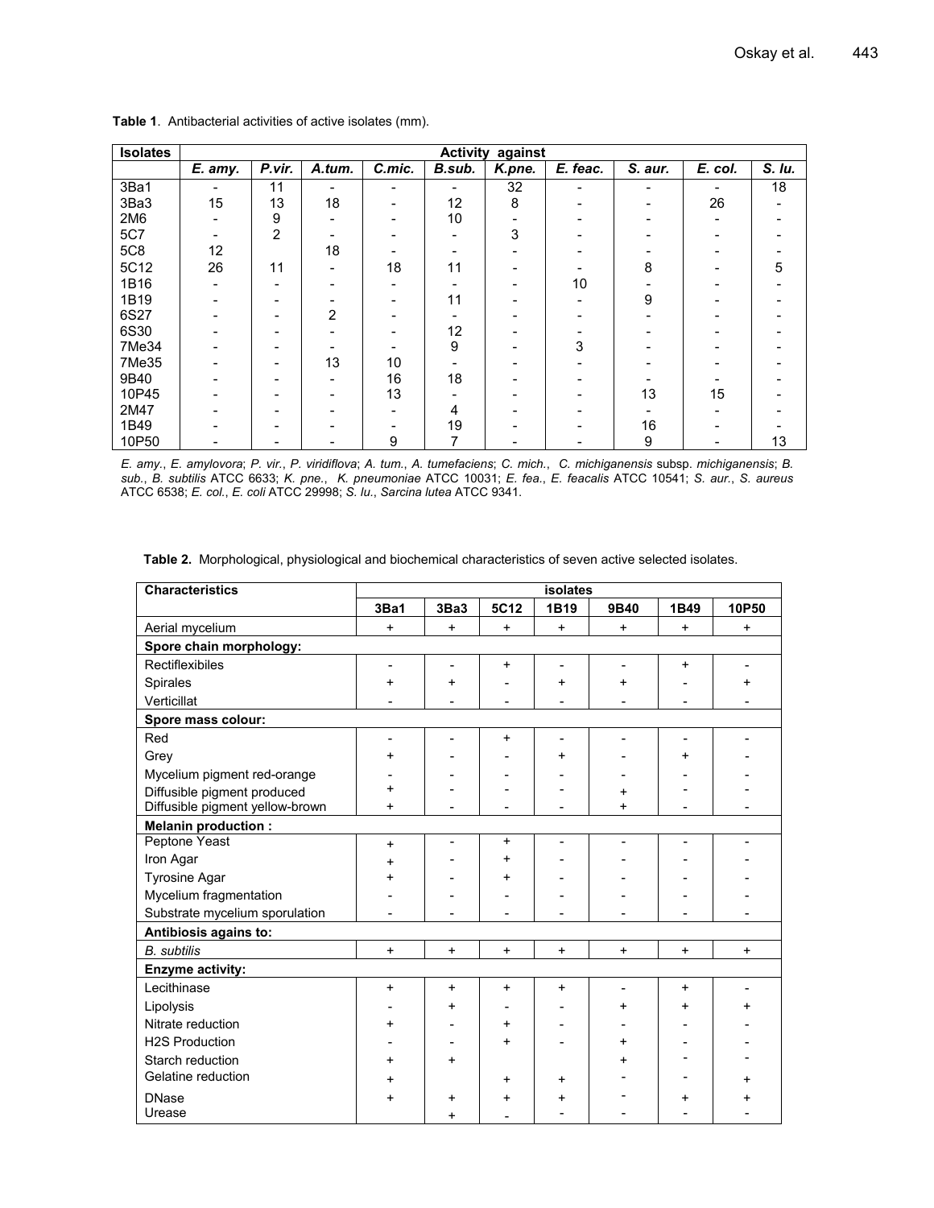**Table 1**. Antibacterial activities of active isolates (mm).

| Isolates | Activity against | | | | | | | | | |
|---|---|---|---|---|---|---|---|---|---|---|
| | *E. amy.* | *P.vir.* | *A.tum.* | *C.mic.* | *B.sub.* | *K.pne.* | *E. feac.* | *S. aur.* | *E. col.* | *S. lu.* |
| 3Ba1 | - | 11 | - | - | - | 32 | - | - | - | 18 |
| 3Ba3 | 15 | 13 | 18 | - | 12 | 8 | - | - | 26 | - |
| 2M6 | - | 9 | - | - | 10 | - | - | - | - | - |
| 5C7 | - | 2 | - | - | - | 3 | - | - | - | - |
| 5C8 | 12 | | 18 | - | - | - | - | - | - | - |
| 5C12 | 26 | 11 | - | 18 | 11 | - | - | 8 | - | 5 |
| 1B16 | - | - | - | - | - | - | 10 | - | - | - |
| 1B19 | - | - | - | - | 11 | - | - | 9 | - | - |
| 6S27 | - | - | 2 | - | - | - | - | - | - | - |
| 6S30 | - | - | - | - | 12 | - | - | - | - | - |
| 7Me34 | - | - | - | - | 9 | - | 3 | - | - | - |
| 7Me35 | - | - | 13 | 10 | - | - | - | - | - | - |
| 9B40 | - | - | - | 16 | 18 | - | - | - | - | - |
| 10P45 | - | - | - | 13 | - | - | - | 13 | 15 | - |
| 2M47 | - | - | - | - | 4 | - | - | - | - | - |
| 1B49 | - | - | - | - | 19 | - | - | 16 | - | - |
| 10P50 | - | - | - | 9 | 7 | - | - | 9 | - | 13 |

*E. amy.*, *E. amylovora*; *P. vir.*, *P. viridiflova*; *A. tum.*, *A. tumefaciens*; *C. mich.*, *C. michiganensis* subsp. *michiganensis*; *B. sub.*, *B. subtilis* ATCC 6633; *K. pne.*, *K. pneumoniae* ATCC 10031; *E. fea.*, *E. feacalis* ATCC 10541; *S. aur.*, *S. aureus* ATCC 6538; *E. col.*, *E. coli* ATCC 29998; *S. lu.*, *Sarcina lutea* ATCC 9341.

**Table 2.** Morphological, physiological and biochemical characteristics of seven active selected isolates.

| Characteristics | isolates | | | | | | |
|---|---|---|---|---|---|---|---|
| | 3Ba1 | 3Ba3 | 5C12 | 1B19 | 9B40 | 1B49 | 10P50 |
| Aerial mycelium | + | + | + | + | + | + | + |
| **Spore chain morphology:** | | | | | | | |
| Rectiflexibiles | - | - | + | - | - | + | - |
| Spirales | + | + | - | + | + | - | + |
| Verticillat | - | - | - | - | - | - | - |
| **Spore mass colour:** | | | | | | | |
| Red | - | - | + | - | - | - | - |
| Grey | + | - | - | + | - | + | - |
| Mycelium pigment red-orange | - | - | - | - | - | - | - |
| Diffusible pigment produced | + | - | - | - | + | - | - |
| Diffusible pigment yellow-brown | + | - | - | - | + | - | - |
| **Melanin production :** | | | | | | | |
| Peptone Yeast | + | - | + | - | - | - | - |
| Iron Agar | + | - | + | - | - | - | - |
| Tyrosine Agar | + | - | + | - | - | - | - |
| Mycelium fragmentation | - | - | - | - | - | - | - |
| Substrate mycelium sporulation | - | - | - | - | - | - | - |
| **Antibiosis agains to:** | | | | | | | |
| *B. subtilis* | + | + | + | + | + | + | + |
| **Enzyme activity:** | | | | | | | |
| Lecithinase | + | + | + | + | - | + | - |
| Lipolysis | - | + | - | - | + | + | + |
| Nitrate reduction | + | - | + | - | - | - | - |
| H2S Production | - | - | + | - | + | - | - |
| Starch reduction | + | + | | | + | - | - |
| Gelatine reduction | + | | + | + | - | - | + |
| DNase | + | + | + | + | - | + | + |
| Urease | | + | - | - | - | - | - |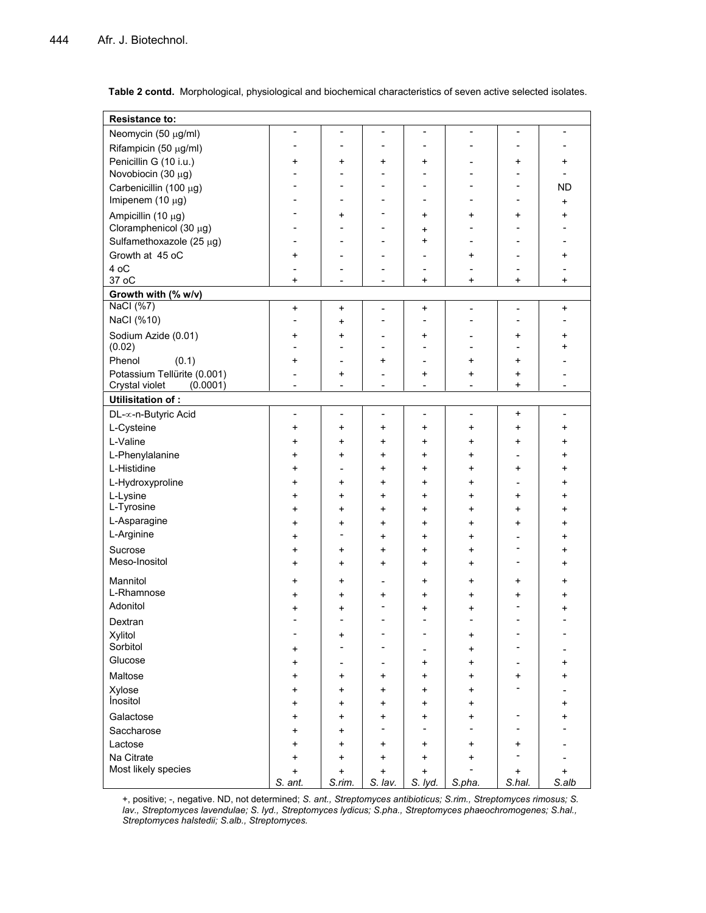**Table 2 contd.** Morphological, physiological and biochemical characteristics of seven active selected isolates.

| | | | | | | | |
|---|---|---|---|---|---|---|---|
| **Resistance to:** | | | | | | | |
| Neomycin (50 µg/ml) | - | - | - | - | - | - | - |
| Rifampicin (50 µg/ml) | - | - | - | - | - | - | - |
| Penicillin G (10 i.u.) | + | + | + | + | - | + | + |
| Novobiocin (30 µg) | - | - | - | - | - | - | - |
| Carbenicillin (100 µg) | - | - | - | - | - | - | ND |
| Imipenem (10 µg) | - | - | - | - | - | - | + |
| Ampicillin (10 µg) | - | + | - | + | + | + | + |
| Cloramphenicol (30 µg) | - | - | - | + | - | - | - |
| Sulfamethoxazole (25 µg) | - | - | - | + | - | - | - |
| Growth at 45 oC | + | - | - | - | + | - | + |
| 4 oC | - | - | - | - | - | - | - |
| 37 oC | + | - | - | + | + | + | + |
| **Growth with (% w/v)** | | | | | | | |
| NaCl (%7) | + | + | - | + | - | - | + |
| NaCl (%10) | - | + | - | - | - | - | - |
| Sodium Azide (0.01) | + | + | - | + | - | + | + |
| (0.02) | - | - | - | - | - | - | + |
| Phenol (0.1) | + | - | + | - | + | + | - |
| Potassium Tellürite (0.001) | - | + | - | + | + | + | - |
| Crystal violet (0.0001) | - | - | - | - | - | + | - |
| **Utilisitation of :** | | | | | | | |
| DL-∝-n-Butyric Acid | - | - | - | - | - | + | - |
| L-Cysteine | + | + | + | + | + | + | + |
| L-Valine | + | + | + | + | + | + | + |
| L-Phenylalanine | + | + | + | + | + | - | + |
| L-Histidine | + | - | + | + | + | + | + |
| L-Hydroxyproline | + | + | + | + | + | - | + |
| L-Lysine | + | + | + | + | + | + | + |
| L-Tyrosine | + | + | + | + | + | + | + |
| L-Asparagine | + | + | + | + | + | + | + |
| L-Arginine | + | - | + | + | + | - | + |
| Sucrose | + | + | + | + | + | - | + |
| Meso-Inositol | + | + | + | + | + | - | + |
| Mannitol | + | + | - | + | + | + | + |
| L-Rhamnose | + | + | + | + | + | + | + |
| Adonitol | + | + | - | + | + | - | + |
| Dextran | - | - | - | - | - | - | - |
| Xylitol | - | + | - | - | + | - | - |
| Sorbitol | + | - | - | - | + | - | - |
| Glucose | + | - | - | + | + | - | + |
| Maltose | + | + | + | + | + | + | + |
| Xylose | + | + | + | + | + | - | - |
| İnositol | + | + | + | + | + | | + |
| Galactose | + | + | + | + | + | - | + |
| Saccharose | + | + | - | - | - | - | - |
| Lactose | + | + | + | + | + | + | - |
| Na Citrate | + | + | + | + | + | - | - |
| Most likely species | + | + | + | + | - | + | + |
| | *S. ant.* | *S.rim.* | *S. lav.* | *S. lyd.* | *S.pha.* | *S.hal.* | *S.alb* |

+, positive; -, negative. ND, not determined; *S. ant., Streptomyces antibioticus; S.rim., Streptomyces rimosus; S. lav., Streptomyces lavendulae; S. lyd., Streptomyces lydicus; S.pha., Streptomyces phaeochromogenes; S.hal., Streptomyces halstedii; S.alb., Streptomyces.*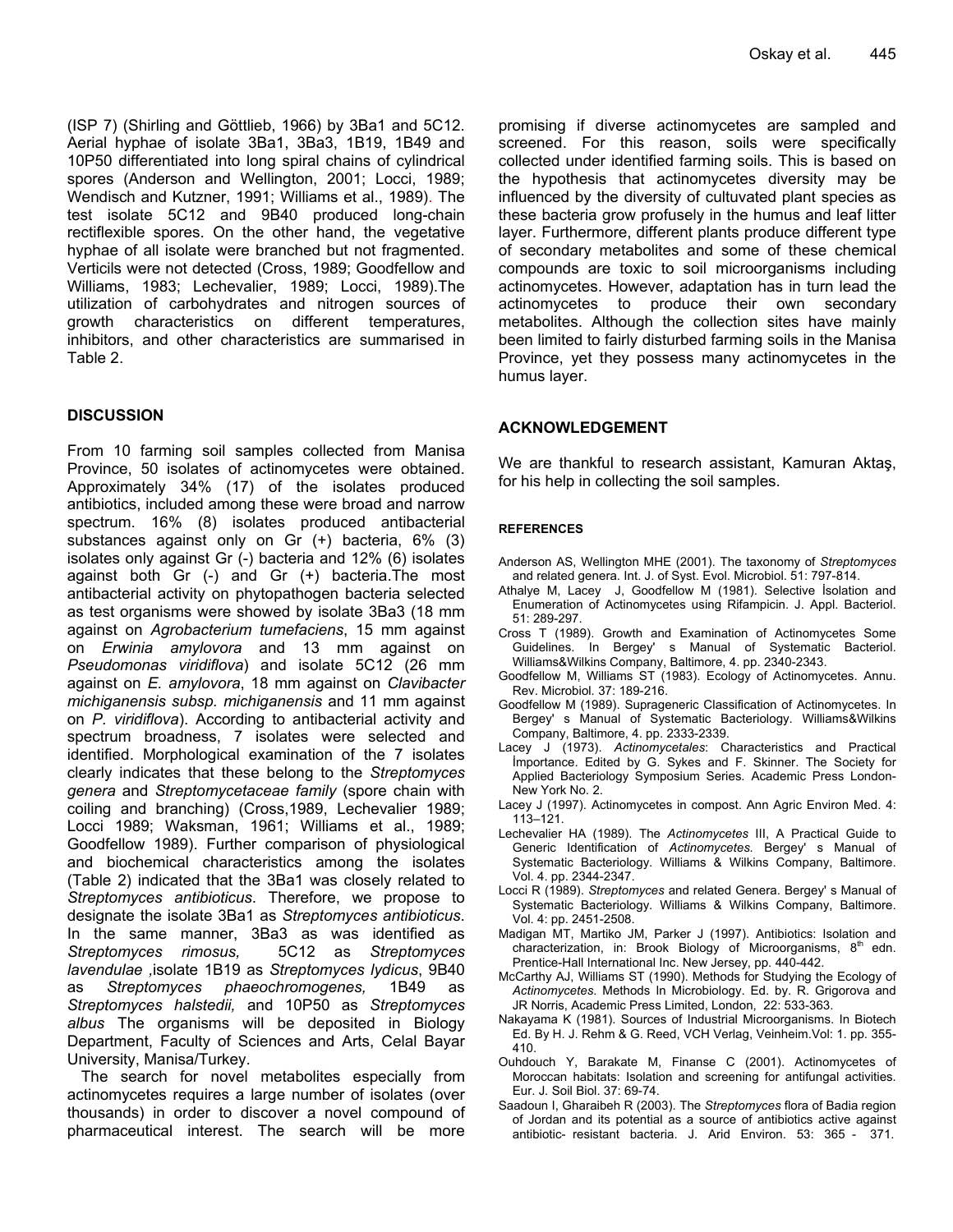(ISP 7) (Shirling and Göttlieb, 1966) by 3Ba1 and 5C12. Aerial hyphae of isolate 3Ba1, 3Ba3, 1B19, 1B49 and 10P50 differentiated into long spiral chains of cylindrical spores (Anderson and Wellington, 2001; Locci, 1989; Wendisch and Kutzner, 1991; Williams et al., 1989). The test isolate 5C12 and 9B40 produced long-chain rectiflexible spores. On the other hand, the vegetative hyphae of all isolate were branched but not fragmented. Verticils were not detected (Cross, 1989; Goodfellow and Williams, 1983; Lechevalier, 1989; Locci, 1989).The utilization of carbohydrates and nitrogen sources of growth characteristics on different temperatures, inhibitors, and other characteristics are summarised in Table 2.

## DISCUSSION

From 10 farming soil samples collected from Manisa Province, 50 isolates of actinomycetes were obtained. Approximately 34% (17) of the isolates produced antibiotics, included among these were broad and narrow spectrum. 16% (8) isolates produced antibacterial substances against only on Gr (+) bacteria, 6% (3) isolates only against Gr (-) bacteria and 12% (6) isolates against both Gr (-) and Gr (+) bacteria.The most antibacterial activity on phytopathogen bacteria selected as test organisms were showed by isolate 3Ba3 (18 mm against on *Agrobacterium tumefaciens*, 15 mm against on *Erwinia amylovora* and 13 mm against on *Pseudomonas viridiflova*) and isolate 5C12 (26 mm against on *E. amylovora*, 18 mm against on *Clavibacter michiganensis subsp. michiganensis* and 11 mm against on *P. viridiflova*). According to antibacterial activity and spectrum broadness, 7 isolates were selected and identified. Morphological examination of the 7 isolates clearly indicates that these belong to the *Streptomyces genera* and *Streptomycetaceae family* (spore chain with coiling and branching) (Cross,1989, Lechevalier 1989; Locci 1989; Waksman, 1961; Williams et al., 1989; Goodfellow 1989). Further comparison of physiological and biochemical characteristics among the isolates (Table 2) indicated that the 3Ba1 was closely related to *Streptomyces antibioticus*. Therefore, we propose to designate the isolate 3Ba1 as *Streptomyces antibioticus*. In the same manner, 3Ba3 as was identified as *Streptomyces rimosus,* 5C12 as *Streptomyces lavendulae* ,isolate 1B19 as *Streptomyces lydicus*, 9B40 as *Streptomyces phaeochromogenes,* 1B49 as *Streptomyces halstedii,* and 10P50 as *Streptomyces albus* The organisms will be deposited in Biology Department, Faculty of Sciences and Arts, Celal Bayar University, Manisa/Turkey.

The search for novel metabolites especially from actinomycetes requires a large number of isolates (over thousands) in order to discover a novel compound of pharmaceutical interest. The search will be more promising if diverse actinomycetes are sampled and screened. For this reason, soils were specifically collected under identified farming soils. This is based on the hypothesis that actinomycetes diversity may be influenced by the diversity of cultuvated plant species as these bacteria grow profusely in the humus and leaf litter layer. Furthermore, different plants produce different type of secondary metabolites and some of these chemical compounds are toxic to soil microorganisms including actinomycetes. However, adaptation has in turn lead the actinomycetes to produce their own secondary metabolites. Although the collection sites have mainly been limited to fairly disturbed farming soils in the Manisa Province, yet they possess many actinomycetes in the humus layer.

## ACKNOWLEDGEMENT

We are thankful to research assistant, Kamuran Aktaş, for his help in collecting the soil samples.

## REFERENCES

Anderson AS, Wellington MHE (2001). The taxonomy of *Streptomyces* and related genera. Int. J. of Syst. Evol. Microbiol. 51: 797-814.

Athalye M, Lacey J, Goodfellow M (1981). Selective İsolation and Enumeration of Actinomycetes using Rifampicin. J. Appl. Bacteriol. 51: 289-297.

Cross T (1989). Growth and Examination of Actinomycetes Some Guidelines. In Bergey' s Manual of Systematic Bacteriol. Williams&Wilkins Company, Baltimore, 4. pp. 2340-2343.

Goodfellow M, Williams ST (1983). Ecology of Actinomycetes. Annu. Rev. Microbiol. 37: 189-216.

Goodfellow M (1989). Suprageneric Classification of Actinomycetes. In Bergey' s Manual of Systematic Bacteriology. Williams&Wilkins Company, Baltimore, 4. pp. 2333-2339.

Lacey J (1973). *Actinomycetales*: Characteristics and Practical İmportance. Edited by G. Sykes and F. Skinner. The Society for Applied Bacteriology Symposium Series. Academic Press London-New York No. 2.

Lacey J (1997). Actinomycetes in compost. Ann Agric Environ Med. 4: 113–121.

Lechevalier HA (1989). The *Actinomycetes* III, A Practical Guide to Generic Identification of *Actinomycetes.* Bergey' s Manual of Systematic Bacteriology. Williams & Wilkins Company, Baltimore. Vol. 4. pp. 2344-2347.

Locci R (1989). *Streptomyces* and related Genera. Bergey' s Manual of Systematic Bacteriology. Williams & Wilkins Company, Baltimore. Vol. 4: pp. 2451-2508.

Madigan MT, Martiko JM, Parker J (1997). Antibiotics: Isolation and characterization, in: Brook Biology of Microorganisms, 8th edn. Prentice-Hall International Inc. New Jersey, pp. 440-442.

McCarthy AJ, Williams ST (1990). Methods for Studying the Ecology of *Actinomycetes*. Methods In Microbiology. Ed. by. R. Grigorova and JR Norris, Academic Press Limited, London, 22: 533-363.

Nakayama K (1981). Sources of Industrial Microorganisms. In Biotech Ed. By H. J. Rehm & G. Reed, VCH Verlag, Veinheim.Vol: 1. pp. 355-410.

Ouhdouch Y, Barakate M, Finanse C (2001). Actinomycetes of Moroccan habitats: Isolation and screening for antifungal activities. Eur. J. Soil Biol. 37: 69-74.

Saadoun I, Gharaibeh R (2003). The *Streptomyces* flora of Badia region of Jordan and its potential as a source of antibiotics active against antibiotic- resistant bacteria. J. Arid Environ. 53: 365 - 371.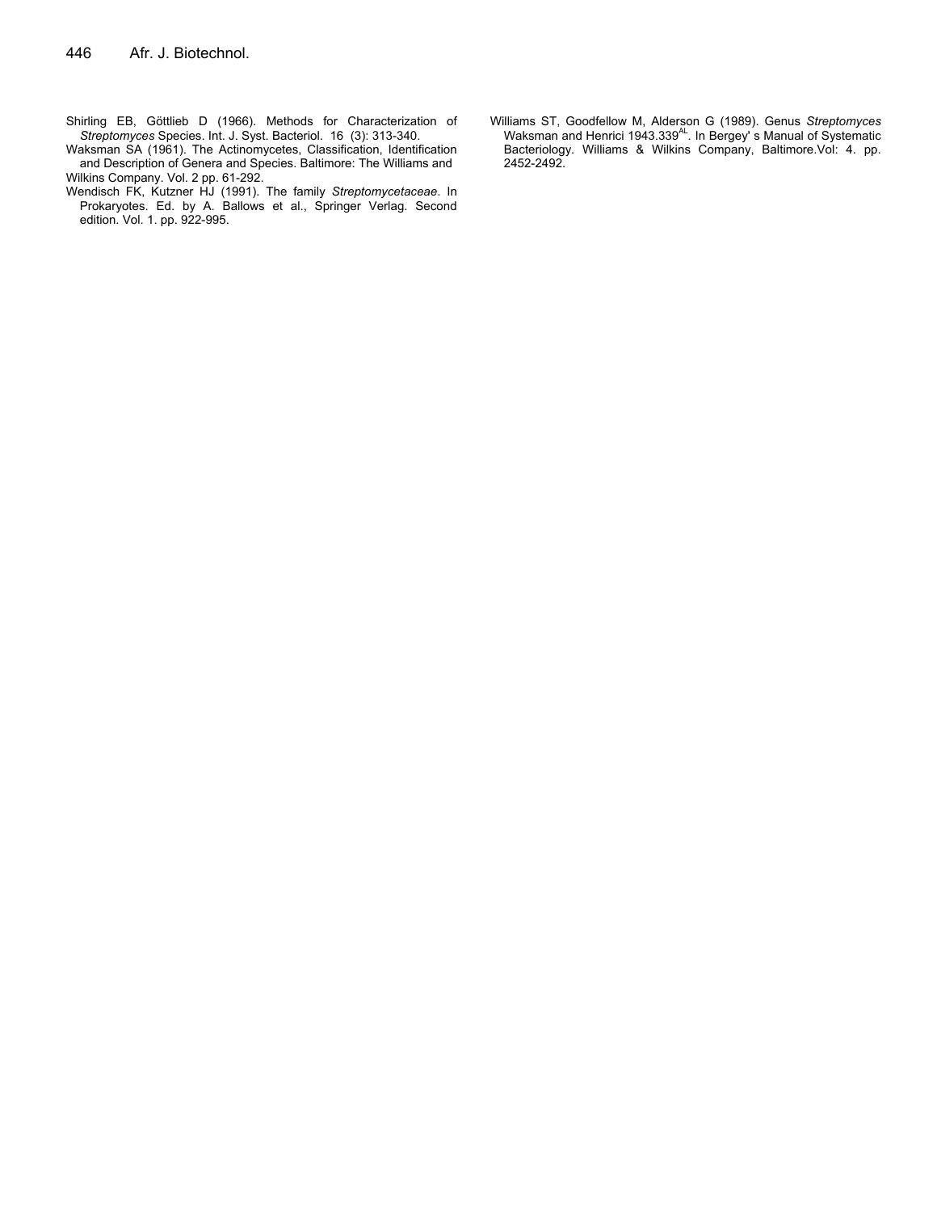Shirling EB, Göttlieb D (1966). Methods for Characterization of *Streptomyces* Species. Int. J. Syst. Bacteriol. 16 (3): 313-340.

Waksman SA (1961). The Actinomycetes, Classification, Identification and Description of Genera and Species. Baltimore: The Williams and Wilkins Company. Vol. 2 pp. 61-292.

Wendisch FK, Kutzner HJ (1991). The family *Streptomycetaceae*. In Prokaryotes. Ed. by A. Ballows et al., Springer Verlag. Second edition. Vol. 1. pp. 922-995.

Williams ST, Goodfellow M, Alderson G (1989). Genus *Streptomyces* Waksman and Henrici 1943.339[AL]. In Bergey' s Manual of Systematic Bacteriology. Williams & Wilkins Company, Baltimore.Vol: 4. pp. 2452-2492.